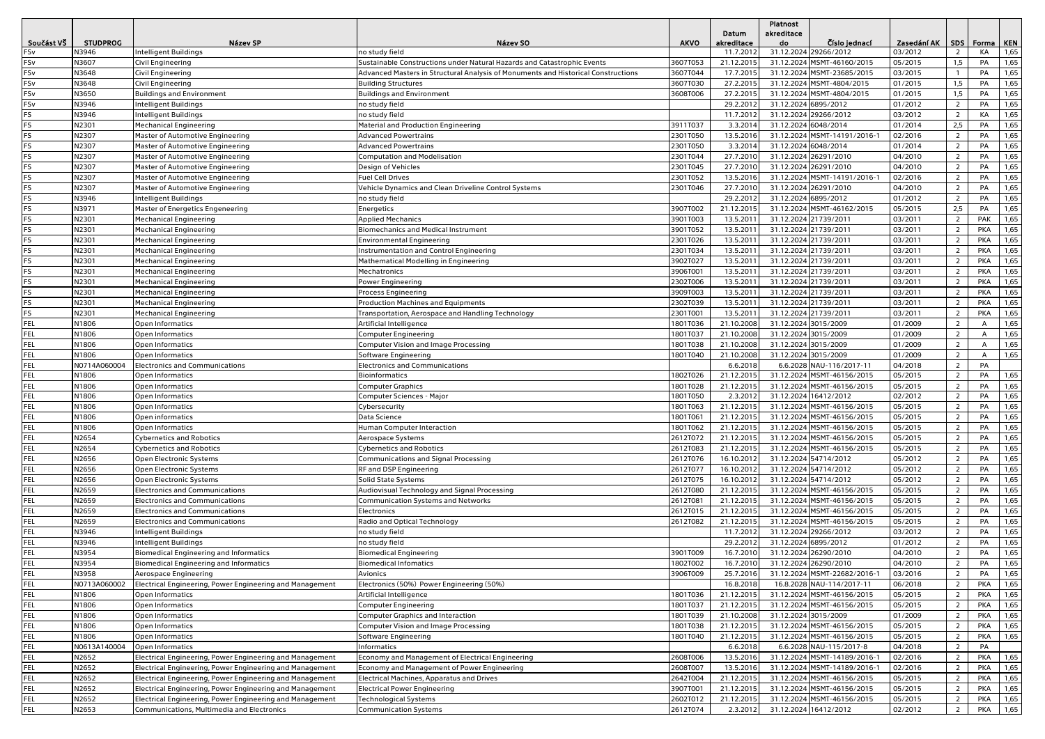| Součást VŠ | STUDPROG | Název SP | Název SO | AKVO | Datum akreditace | Platnost akreditace do | Číslo jednací | Zasedání AK | SDS | Forma | KEN |
|---|---|---|---|---|---|---|---|---|---|---|---|
| FSv | N3946 | Intelligent Buildings | no study field | | 11.7.2012 | 31.12.2024 | 29266/2012 | 03/2012 | 2 | KA | 1,65 |
| FSv | N3607 | Civil Engineering | Sustainable Constructions under Natural Hazards and Catastrophic Events | 3607T053 | 21.12.2015 | 31.12.2024 | MSMT-46160/2015 | 05/2015 | 1,5 | PA | 1,65 |
| FSv | N3648 | Civil Engineering | Advanced Masters in Structural Analysis of Monuments and Historical Constructions | 3607T044 | 17.7.2015 | 31.12.2024 | MSMT-23685/2015 | 03/2015 | 1 | PA | 1,65 |
| FSv | N3648 | Civil Engineering | Building Structures | 3607T030 | 27.2.2015 | 31.12.2024 | MSMT-4804/2015 | 01/2015 | 1,5 | PA | 1,65 |
| FSv | N3650 | Buildings and Environment | Buildings and Environment | 3608T006 | 27.2.2015 | 31.12.2024 | MSMT-4804/2015 | 01/2015 | 1,5 | PA | 1,65 |
| FSv | N3946 | Intelligent Buildings | no study field | | 29.2.2012 | 31.12.2024 | 6895/2012 | 01/2012 | 2 | PA | 1,65 |
| FS | N3946 | Intelligent Buildings | no study field | | 11.7.2012 | 31.12.2024 | 29266/2012 | 03/2012 | 2 | KA | 1,65 |
| FS | N2301 | Mechanical Engineering | Material and Production Engineering | 3911T037 | 3.3.2014 | 31.12.2024 | 6048/2014 | 01/2014 | 2,5 | PA | 1,65 |
| FS | N2307 | Master of Automotive Engineering | Advanced Powertrains | 2301T050 | 13.5.2016 | 31.12.2024 | MSMT-14191/2016-1 | 02/2016 | 2 | PA | 1,65 |
| FS | N2307 | Master of Automotive Engineering | Advanced Powertrains | 2301T050 | 3.3.2014 | 31.12.2024 | 6048/2014 | 01/2014 | 2 | PA | 1,65 |
| FS | N2307 | Master of Automotive Engineering | Computation and Modelisation | 2301T044 | 27.7.2010 | 31.12.2024 | 26291/2010 | 04/2010 | 2 | PA | 1,65 |
| FS | N2307 | Master of Automotive Engineering | Design of Vehicles | 2301T045 | 27.7.2010 | 31.12.2024 | 26291/2010 | 04/2010 | 2 | PA | 1,65 |
| FS | N2307 | Master of Automotive Engineering | Fuel Cell Drives | 2301T052 | 13.5.2016 | 31.12.2024 | MSMT-14191/2016-1 | 02/2016 | 2 | PA | 1,65 |
| FS | N2307 | Master of Automotive Engineering | Vehicle Dynamics and Clean Driveline Control Systems | 2301T046 | 27.7.2010 | 31.12.2024 | 26291/2010 | 04/2010 | 2 | PA | 1,65 |
| FS | N3946 | Intelligent Buildings | no study field | | 29.2.2012 | 31.12.2024 | 6895/2012 | 01/2012 | 2 | PA | 1,65 |
| FS | N3971 | Master of Energetics Engeneering | Energetics | 3907T002 | 21.12.2015 | 31.12.2024 | MSMT-46162/2015 | 05/2015 | 2,5 | PA | 1,65 |
| FS | N2301 | Mechanical Engineering | Applied Mechanics | 3901T003 | 13.5.2011 | 31.12.2024 | 21739/2011 | 03/2011 | 2 | PAK | 1,65 |
| FS | N2301 | Mechanical Engineering | Biomechanics and Medical Instrument | 3901T052 | 13.5.2011 | 31.12.2024 | 21739/2011 | 03/2011 | 2 | PKA | 1,65 |
| FS | N2301 | Mechanical Engineering | Environmental Engineering | 2301T026 | 13.5.2011 | 31.12.2024 | 21739/2011 | 03/2011 | 2 | PKA | 1,65 |
| FS | N2301 | Mechanical Engineering | Instrumentation and Control Engineering | 2301T034 | 13.5.2011 | 31.12.2024 | 21739/2011 | 03/2011 | 2 | PKA | 1,65 |
| FS | N2301 | Mechanical Engineering | Mathematical Modelling in Engineering | 3902T027 | 13.5.2011 | 31.12.2024 | 21739/2011 | 03/2011 | 2 | PKA | 1,65 |
| FS | N2301 | Mechanical Engineering | Mechatronics | 3906T001 | 13.5.2011 | 31.12.2024 | 21739/2011 | 03/2011 | 2 | PKA | 1,65 |
| FS | N2301 | Mechanical Engineering | Power Engineering | 2302T006 | 13.5.2011 | 31.12.2024 | 21739/2011 | 03/2011 | 2 | PKA | 1,65 |
| FS | N2301 | Mechanical Engineering | Process Engineering | 3909T003 | 13.5.2011 | 31.12.2024 | 21739/2011 | 03/2011 | 2 | PKA | 1,65 |
| FS | N2301 | Mechanical Engineering | Production Machines and Equipments | 2302T039 | 13.5.2011 | 31.12.2024 | 21739/2011 | 03/2011 | 2 | PKA | 1,65 |
| FS | N2301 | Mechanical Engineering | Transportation, Aerospace and Handling Technology | 2301T001 | 13.5.2011 | 31.12.2024 | 21739/2011 | 03/2011 | 2 | PKA | 1,65 |
| FEL | N1806 | Open Informatics | Artificial Intelligence | 1801T036 | 21.10.2008 | 31.12.2024 | 3015/2009 | 01/2009 | 2 | A | 1,65 |
| FEL | N1806 | Open Informatics | Computer Engineering | 1801T037 | 21.10.2008 | 31.12.2024 | 3015/2009 | 01/2009 | 2 | A | 1,65 |
| FEL | N1806 | Open Informatics | Computer Vision and Image Processing | 1801T038 | 21.10.2008 | 31.12.2024 | 3015/2009 | 01/2009 | 2 | A | 1,65 |
| FEL | N1806 | Open Informatics | Software Engineering | 1801T040 | 21.10.2008 | 31.12.2024 | 3015/2009 | 01/2009 | 2 | A | 1,65 |
| FEL | N0714A060004 | Electronics and Communications | Electronics and Communications | | 6.6.2018 | 6.6.2028 | NAU-116/2017-11 | 04/2018 | 2 | PA | |
| FEL | N1806 | Open Informatics | Bioinformatics | 1802T026 | 21.12.2015 | 31.12.2024 | MSMT-46156/2015 | 05/2015 | 2 | PA | 1,65 |
| FEL | N1806 | Open Informatics | Computer Graphics | 1801T028 | 21.12.2015 | 31.12.2024 | MSMT-46156/2015 | 05/2015 | 2 | PA | 1,65 |
| FEL | N1806 | Open Informatics | Computer Sciences - Major | 1801T050 | 2.3.2012 | 31.12.2024 | 16412/2012 | 02/2012 | 2 | PA | 1,65 |
| FEL | N1806 | Open Informatics | Cybersecurity | 1801T063 | 21.12.2015 | 31.12.2024 | MSMT-46156/2015 | 05/2015 | 2 | PA | 1,65 |
| FEL | N1806 | Open informatics | Data Science | 1801T061 | 21.12.2015 | 31.12.2024 | MSMT-46156/2015 | 05/2015 | 2 | PA | 1,65 |
| FEL | N1806 | Open Informatics | Human Computer Interaction | 1801T062 | 21.12.2015 | 31.12.2024 | MSMT-46156/2015 | 05/2015 | 2 | PA | 1,65 |
| FEL | N2654 | Cybernetics and Robotics | Aerospace Systems | 2612T072 | 21.12.2015 | 31.12.2024 | MSMT-46156/2015 | 05/2015 | 2 | PA | 1,65 |
| FEL | N2654 | Cybernetics and Robotics | Cybernetics and Robotics | 2612T083 | 21.12.2015 | 31.12.2024 | MSMT-46156/2015 | 05/2015 | 2 | PA | 1,65 |
| FEL | N2656 | Open Electronic Systems | Communications and Signal Processing | 2612T076 | 16.10.2012 | 31.12.2024 | 54714/2012 | 05/2012 | 2 | PA | 1,65 |
| FEL | N2656 | Open Electronic Systems | RF and DSP Engineering | 2612T077 | 16.10.2012 | 31.12.2024 | 54714/2012 | 05/2012 | 2 | PA | 1,65 |
| FEL | N2656 | Open Electronic Systems | Solid State Systems | 2612T075 | 16.10.2012 | 31.12.2024 | 54714/2012 | 05/2012 | 2 | PA | 1,65 |
| FEL | N2659 | Electronics and Communications | Audiovisual Technology and Signal Processing | 2612T080 | 21.12.2015 | 31.12.2024 | MSMT-46156/2015 | 05/2015 | 2 | PA | 1,65 |
| FEL | N2659 | Electronics and Communications | Communication Systems and Networks | 2612T081 | 21.12.2015 | 31.12.2024 | MSMT-46156/2015 | 05/2015 | 2 | PA | 1,65 |
| FEL | N2659 | Electronics and Communications | Electronics | 2612T015 | 21.12.2015 | 31.12.2024 | MSMT-46156/2015 | 05/2015 | 2 | PA | 1,65 |
| FEL | N2659 | Electronics and Communications | Radio and Optical Technology | 2612T082 | 21.12.2015 | 31.12.2024 | MSMT-46156/2015 | 05/2015 | 2 | PA | 1,65 |
| FEL | N3946 | Intelligent Buildings | no study field | | 11.7.2012 | 31.12.2024 | 29266/2012 | 03/2012 | 2 | PA | 1,65 |
| FEL | N3946 | Intelligent Buildings | no study field | | 29.2.2012 | 31.12.2024 | 6895/2012 | 01/2012 | 2 | PA | 1,65 |
| FEL | N3954 | Biomedical Engineering and Informatics | Biomedical Engineering | 3901T009 | 16.7.2010 | 31.12.2024 | 26290/2010 | 04/2010 | 2 | PA | 1,65 |
| FEL | N3954 | Biomedical Engineering and Informatics | Biomedical Infomatics | 1802T002 | 16.7.2010 | 31.12.2024 | 26290/2010 | 04/2010 | 2 | PA | 1,65 |
| FEL | N3958 | Aerospace Engineering | Avionics | 3906T009 | 25.7.2016 | 31.12.2024 | MSMT-22682/2016-1 | 03/2016 | 2 | PA | 1,65 |
| FEL | N0713A060002 | Electrical Engineering, Power Engineering and Management | Electronics (50%) Power Engineering (50%) | | 16.8.2018 | 16.8.2028 | NAU-114/2017-11 | 06/2018 | 2 | PKA | 1,65 |
| FEL | N1806 | Open Informatics | Artificial Intelligence | 1801T036 | 21.12.2015 | 31.12.2024 | MSMT-46156/2015 | 05/2015 | 2 | PKA | 1,65 |
| FEL | N1806 | Open Informatics | Computer Engineering | 1801T037 | 21.12.2015 | 31.12.2024 | MSMT-46156/2015 | 05/2015 | 2 | PKA | 1,65 |
| FEL | N1806 | Open Informatics | Computer Graphics and Interaction | 1801T039 | 21.10.2008 | 31.12.2024 | 3015/2009 | 01/2009 | 2 | PKA | 1,65 |
| FEL | N1806 | Open Informatics | Computer Vision and Image Processing | 1801T038 | 21.12.2015 | 31.12.2024 | MSMT-46156/2015 | 05/2015 | 2 | PKA | 1,65 |
| FEL | N1806 | Open Informatics | Software Engineering | 1801T040 | 21.12.2015 | 31.12.2024 | MSMT-46156/2015 | 05/2015 | 2 | PKA | 1,65 |
| FEL | N0613A140004 | Open Informatics | Informatics | | 6.6.2018 | 6.6.2028 | NAU-115/2017-8 | 04/2018 | 2 | PA | |
| FEL | N2652 | Electrical Engineering, Power Engineering and Management | Economy and Management of Electrical Engineering | 2608T006 | 13.5.2016 | 31.12.2024 | MSMT-14189/2016-1 | 02/2016 | 2 | PKA | 1,65 |
| FEL | N2652 | Electrical Engineering, Power Engineering and Management | Economy and Management of Power Engineering | 2608T007 | 13.5.2016 | 31.12.2024 | MSMT-14189/2016-1 | 02/2016 | 2 | PKA | 1,65 |
| FEL | N2652 | Electrical Engineering, Power Engineering and Management | Electrical Machines, Apparatus and Drives | 2642T004 | 21.12.2015 | 31.12.2024 | MSMT-46156/2015 | 05/2015 | 2 | PKA | 1,65 |
| FEL | N2652 | Electrical Engineering, Power Engineering and Management | Electrical Power Engineering | 3907T001 | 21.12.2015 | 31.12.2024 | MSMT-46156/2015 | 05/2015 | 2 | PKA | 1,65 |
| FEL | N2652 | Electrical Engineering, Power Engineering and Management | Technological Systems | 2602T012 | 21.12.2015 | 31.12.2024 | MSMT-46156/2015 | 05/2015 | 2 | PKA | 1,65 |
| FEL | N2653 | Communications, Multimedia and Electronics | Communication Systems | 2612T074 | 2.3.2012 | 31.12.2024 | 16412/2012 | 02/2012 | 2 | PKA | 1,65 |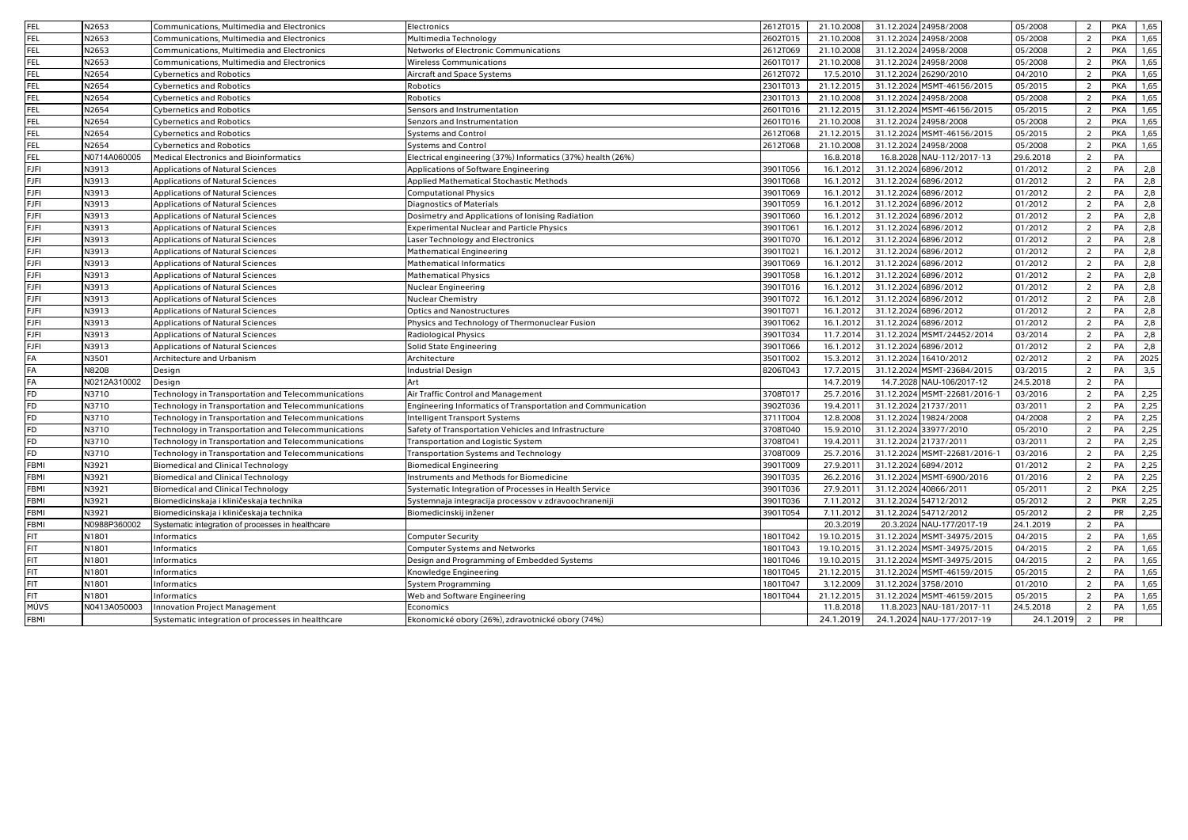| | | | | | | | | | | | | |
|---|---|---|---|---|---|---|---|---|---|---|---|---|
| FEL | N2653 | Communications, Multimedia and Electronics | Electronics | 2612T015 | 21.10.2008 | 31.12.2024 | 24958/2008 | 05/2008 | 2 | PKA | 1,65 |
| FEL | N2653 | Communications, Multimedia and Electronics | Multimedia Technology | 2602T015 | 21.10.2008 | 31.12.2024 | 24958/2008 | 05/2008 | 2 | PKA | 1,65 |
| FEL | N2653 | Communications, Multimedia and Electronics | Networks of Electronic Communications | 2612T069 | 21.10.2008 | 31.12.2024 | 24958/2008 | 05/2008 | 2 | PKA | 1,65 |
| FEL | N2653 | Communications, Multimedia and Electronics | Wireless Communications | 2601T017 | 21.10.2008 | 31.12.2024 | 24958/2008 | 05/2008 | 2 | PKA | 1,65 |
| FEL | N2654 | Cybernetics and Robotics | Aircraft and Space Systems | 2612T072 | 17.5.2010 | 31.12.2024 | 26290/2010 | 04/2010 | 2 | PKA | 1,65 |
| FEL | N2654 | Cybernetics and Robotics | Robotics | 2301T013 | 21.12.2015 | 31.12.2024 | MSMT-46156/2015 | 05/2015 | 2 | PKA | 1,65 |
| FEL | N2654 | Cybernetics and Robotics | Robotics | 2301T013 | 21.10.2008 | 31.12.2024 | 24958/2008 | 05/2008 | 2 | PKA | 1,65 |
| FEL | N2654 | Cybernetics and Robotics | Sensors and Instrumentation | 2601T016 | 21.12.2015 | 31.12.2024 | MSMT-46156/2015 | 05/2015 | 2 | PKA | 1,65 |
| FEL | N2654 | Cybernetics and Robotics | Senzors and Instrumentation | 2601T016 | 21.10.2008 | 31.12.2024 | 24958/2008 | 05/2008 | 2 | PKA | 1,65 |
| FEL | N2654 | Cybernetics and Robotics | Systems and Control | 2612T068 | 21.12.2015 | 31.12.2024 | MSMT-46156/2015 | 05/2015 | 2 | PKA | 1,65 |
| FEL | N2654 | Cybernetics and Robotics | Systems and Control | 2612T068 | 21.10.2008 | 31.12.2024 | 24958/2008 | 05/2008 | 2 | PKA | 1,65 |
| FEL | N0714A060005 | Medical Electronics and Bioinformatics | Electrical engineering (37%) Informatics (37%) health (26%) | | 16.8.2018 | 16.8.2028 | NAU-112/2017-13 | 29.6.2018 | 2 | PA | |
| FJFI | N3913 | Applications of Natural Sciences | Applications of Software Engineering | 3901T056 | 16.1.2012 | 31.12.2024 | 6896/2012 | 01/2012 | 2 | PA | 2,8 |
| FJFI | N3913 | Applications of Natural Sciences | Applied Mathematical Stochastic Methods | 3901T068 | 16.1.2012 | 31.12.2024 | 6896/2012 | 01/2012 | 2 | PA | 2,8 |
| FJFI | N3913 | Applications of Natural Sciences | Computational Physics | 3901T069 | 16.1.2012 | 31.12.2024 | 6896/2012 | 01/2012 | 2 | PA | 2,8 |
| FJFI | N3913 | Applications of Natural Sciences | Diagnostics of Materials | 3901T059 | 16.1.2012 | 31.12.2024 | 6896/2012 | 01/2012 | 2 | PA | 2,8 |
| FJFI | N3913 | Applications of Natural Sciences | Dosimetry and Applications of Ionising Radiation | 3901T060 | 16.1.2012 | 31.12.2024 | 6896/2012 | 01/2012 | 2 | PA | 2,8 |
| FJFI | N3913 | Applications of Natural Sciences | Experimental Nuclear and Particle Physics | 3901T061 | 16.1.2012 | 31.12.2024 | 6896/2012 | 01/2012 | 2 | PA | 2,8 |
| FJFI | N3913 | Applications of Natural Sciences | Laser Technology and Electronics | 3901T070 | 16.1.2012 | 31.12.2024 | 6896/2012 | 01/2012 | 2 | PA | 2,8 |
| FJFI | N3913 | Applications of Natural Sciences | Mathematical Engineering | 3901T021 | 16.1.2012 | 31.12.2024 | 6896/2012 | 01/2012 | 2 | PA | 2,8 |
| FJFI | N3913 | Applications of Natural Sciences | Mathematical Informatics | 3901T069 | 16.1.2012 | 31.12.2024 | 6896/2012 | 01/2012 | 2 | PA | 2,8 |
| FJFI | N3913 | Applications of Natural Sciences | Mathematical Physics | 3901T058 | 16.1.2012 | 31.12.2024 | 6896/2012 | 01/2012 | 2 | PA | 2,8 |
| FJFI | N3913 | Applications of Natural Sciences | Nuclear Engineering | 3901T016 | 16.1.2012 | 31.12.2024 | 6896/2012 | 01/2012 | 2 | PA | 2,8 |
| FJFI | N3913 | Applications of Natural Sciences | Nuclear Chemistry | 3901T072 | 16.1.2012 | 31.12.2024 | 6896/2012 | 01/2012 | 2 | PA | 2,8 |
| FJFI | N3913 | Applications of Natural Sciences | Optics and Nanostructures | 3901T071 | 16.1.2012 | 31.12.2024 | 6896/2012 | 01/2012 | 2 | PA | 2,8 |
| FJFI | N3913 | Applications of Natural Sciences | Physics and Technology of Thermonuclear Fusion | 3901T062 | 16.1.2012 | 31.12.2024 | 6896/2012 | 01/2012 | 2 | PA | 2,8 |
| FJFI | N3913 | Applications of Natural Sciences | Radiological Physics | 3901T034 | 11.7.2014 | 31.12.2024 | MSMT/24452/2014 | 03/2014 | 2 | PA | 2,8 |
| FJFI | N3913 | Applications of Natural Sciences | Solid State Engineering | 3901T066 | 16.1.2012 | 31.12.2024 | 6896/2012 | 01/2012 | 2 | PA | 2,8 |
| FA | N3501 | Architecture and Urbanism | Architecture | 3501T002 | 15.3.2012 | 31.12.2024 | 16410/2012 | 02/2012 | 2 | PA | 2025 |
| FA | N8208 | Design | Industrial Design | 8206T043 | 17.7.2015 | 31.12.2024 | MSMT-23684/2015 | 03/2015 | 2 | PA | 3,5 |
| FA | N0212A310002 | Design | Art | | 14.7.2019 | 14.7.2028 | NAU-106/2017-12 | 24.5.2018 | 2 | PA | |
| FD | N3710 | Technology in Transportation and Telecommunications | Air Traffic Control and Management | 3708T017 | 25.7.2016 | 31.12.2024 | MSMT-22681/2016-1 | 03/2016 | 2 | PA | 2,25 |
| FD | N3710 | Technology in Transportation and Telecommunications | Engineering Informatics of Transportation and Communication | 3902T036 | 19.4.2011 | 31.12.2024 | 21737/2011 | 03/2011 | 2 | PA | 2,25 |
| FD | N3710 | Technology in Transportation and Telecommunications | Intelligent Transport Systems | 3711T004 | 12.8.2008 | 31.12.2024 | 19824/2008 | 04/2008 | 2 | PA | 2,25 |
| FD | N3710 | Technology in Transportation and Telecommunications | Safety of Transportation Vehicles and Infrastructure | 3708T040 | 15.9.2010 | 31.12.2024 | 33977/2010 | 05/2010 | 2 | PA | 2,25 |
| FD | N3710 | Technology in Transportation and Telecommunications | Transportation and Logistic System | 3708T041 | 19.4.2011 | 31.12.2024 | 21737/2011 | 03/2011 | 2 | PA | 2,25 |
| FD | N3710 | Technology in Transportation and Telecommunications | Transportation Systems and Technology | 3708T009 | 25.7.2016 | 31.12.2024 | MSMT-22681/2016-1 | 03/2016 | 2 | PA | 2,25 |
| FBMI | N3921 | Biomedical and Clinical Technology | Biomedical Engineering | 3901T009 | 27.9.2011 | 31.12.2024 | 6894/2012 | 01/2012 | 2 | PA | 2,25 |
| FBMI | N3921 | Biomedical and Clinical Technology | Instruments and Methods for Biomedicine | 3901T035 | 26.2.2016 | 31.12.2024 | MSMT-6900/2016 | 01/2016 | 2 | PA | 2,25 |
| FBMI | N3921 | Biomedical and Clinical Technology | Systematic Integration of Processes in Health Service | 3901T036 | 27.9.2011 | 31.12.2024 | 40866/2011 | 05/2011 | 2 | PKA | 2,25 |
| FBMI | N3921 | Biomedicinskaja i kliničeskaja technika | Systemnaja integracija processov v zdravoochraneniji | 3901T036 | 7.11.2012 | 31.12.2024 | 54712/2012 | 05/2012 | 2 | PKR | 2,25 |
| FBMI | N3921 | Biomedicinskaja i kliničeskaja technika | Biomedicinskij inžener | 3901T054 | 7.11.2012 | 31.12.2024 | 54712/2012 | 05/2012 | 2 | PR | 2,25 |
| FBMI | N0988P360002 | Systematic integration of processes in healthcare | | | 20.3.2019 | 20.3.2024 | NAU-177/2017-19 | 24.1.2019 | 2 | PA | |
| FIT | N1801 | Informatics | Computer Security | 1801T042 | 19.10.2015 | 31.12.2024 | MSMT-34975/2015 | 04/2015 | 2 | PA | 1,65 |
| FIT | N1801 | Informatics | Computer Systems and Networks | 1801T043 | 19.10.2015 | 31.12.2024 | MSMT-34975/2015 | 04/2015 | 2 | PA | 1,65 |
| FIT | N1801 | Informatics | Design and Programming of Embedded Systems | 1801T046 | 19.10.2015 | 31.12.2024 | MSMT-34975/2015 | 04/2015 | 2 | PA | 1,65 |
| FIT | N1801 | Informatics | Knowledge Engineering | 1801T045 | 21.12.2015 | 31.12.2024 | MSMT-46159/2015 | 05/2015 | 2 | PA | 1,65 |
| FIT | N1801 | Informatics | System Programming | 1801T047 | 3.12.2009 | 31.12.2024 | 3758/2010 | 01/2010 | 2 | PA | 1,65 |
| FIT | N1801 | Informatics | Web and Software Engineering | 1801T044 | 21.12.2015 | 31.12.2024 | MSMT-46159/2015 | 05/2015 | 2 | PA | 1,65 |
| MÚVS | N0413A050003 | Innovation Project Management | Economics | | 11.8.2018 | 11.8.2023 | NAU-181/2017-11 | 24.5.2018 | 2 | PA | 1,65 |
| FBMI | | Systematic integration of processes in healthcare | Ekonomické obory (26%), zdravotnické obory (74%) | | 24.1.2019 | 24.1.2024 | NAU-177/2017-19 | 24.1.2019 | 2 | PR | |